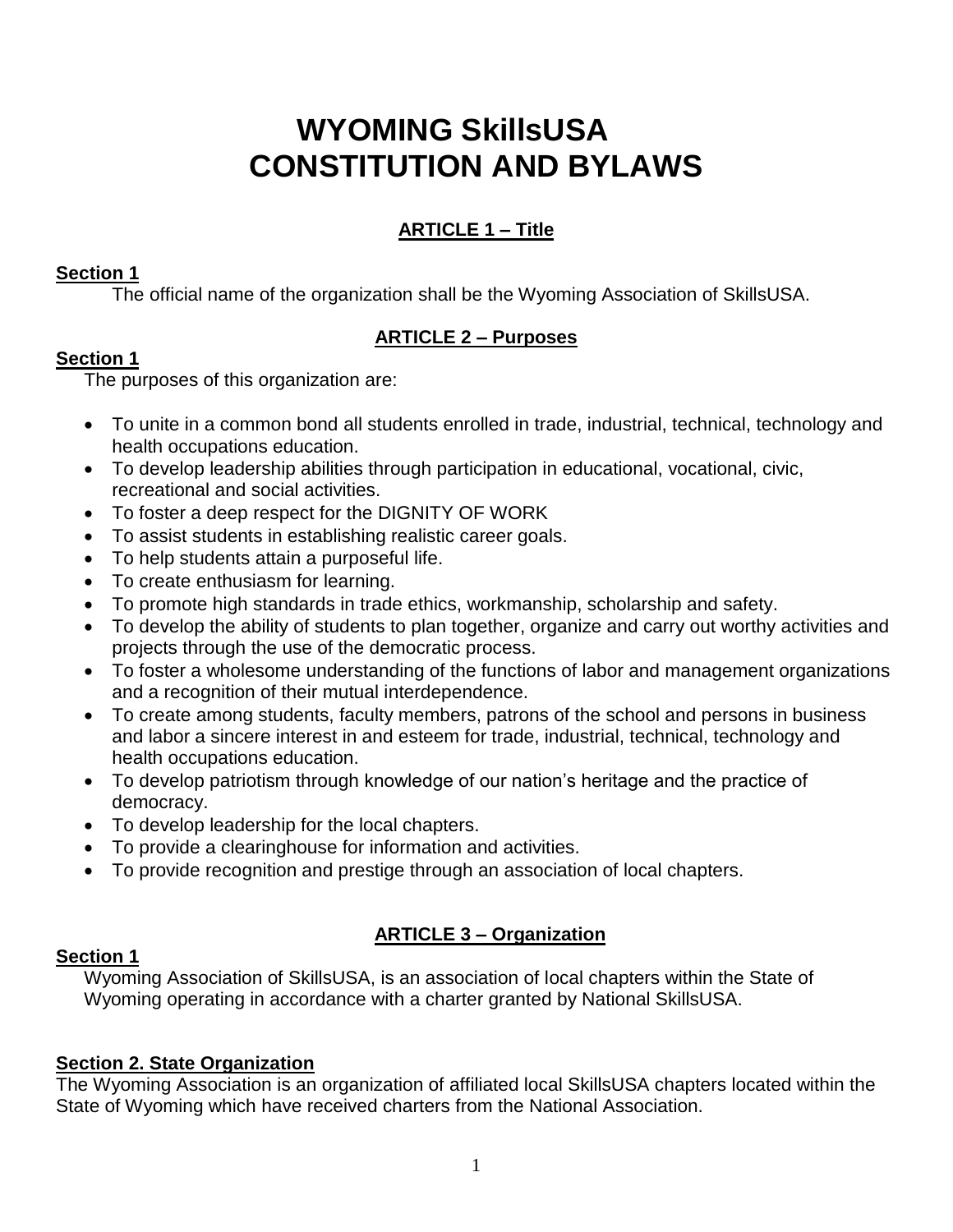# WYOMING SkillsUSA CONSTITUTION AND BYLAWS

## ARTICLE 1 – Title

### Section 1

The official name of the organization shall be the Wyoming Association of SkillsUSA.

## ARTICLE 2 – Purposes

### Section 1

The purposes of this organization are:

- To unite in a common bond all students enrolled in trade, industrial, technical, technology and health occupations education.
- To develop leadership abilities through participation in educational, vocational, civic, recreational and social activities.
- To foster a deep respect for the DIGNITY OF WORK
- To assist students in establishing realistic career goals.
- To help students attain a purposeful life.
- To create enthusiasm for learning.
- To promote high standards in trade ethics, workmanship, scholarship and safety.
- To develop the ability of students to plan together, organize and carry out worthy activities and projects through the use of the democratic process.
- To foster a wholesome understanding of the functions of labor and management organizations and a recognition of their mutual interdependence.
- To create among students, faculty members, patrons of the school and persons in business and labor a sincere interest in and esteem for trade, industrial, technical, technology and health occupations education.
- To develop patriotism through knowledge of our nation's heritage and the practice of democracy.
- To develop leadership for the local chapters.
- To provide a clearinghouse for information and activities.
- To provide recognition and prestige through an association of local chapters.

## ARTICLE 3 – Organization

### Section 1

Wyoming Association of SkillsUSA, is an association of local chapters within the State of Wyoming operating in accordance with a charter granted by National SkillsUSA.

### Section 2. State Organization

The Wyoming Association is an organization of affiliated local SkillsUSA chapters located within the State of Wyoming which have received charters from the National Association.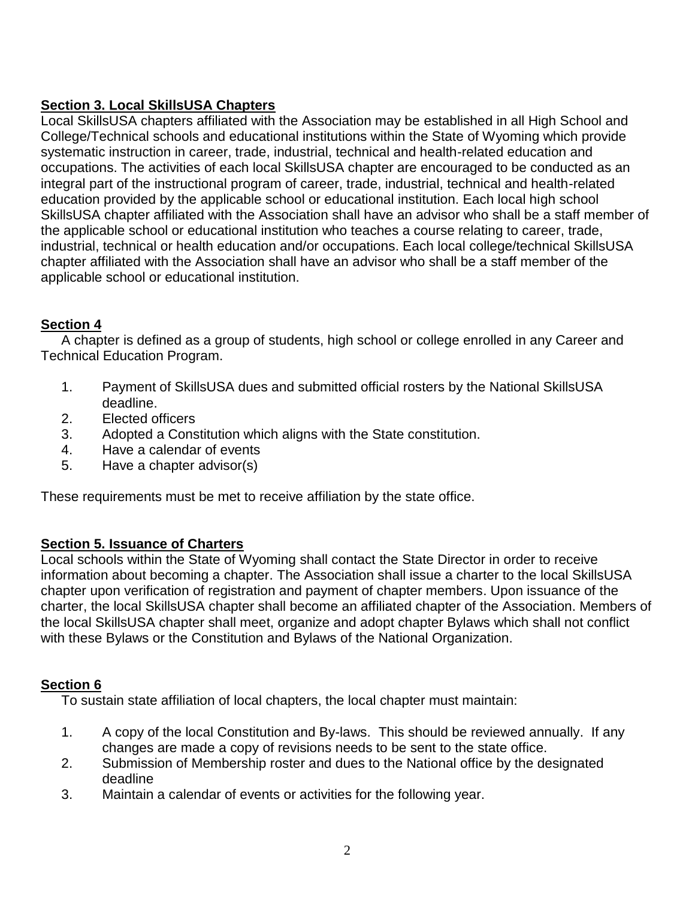## Section 3. Local SkillsUSA Chapters

Local SkillsUSA chapters affiliated with the Association may be established in all High School and College/Technical schools and educational institutions within the State of Wyoming which provide systematic instruction in career, trade, industrial, technical and health-related education and occupations. The activities of each local SkillsUSA chapter are encouraged to be conducted as an integral part of the instructional program of career, trade, industrial, technical and health-related education provided by the applicable school or educational institution. Each local high school SkillsUSA chapter affiliated with the Association shall have an advisor who shall be a staff member of the applicable school or educational institution who teaches a course relating to career, trade, industrial, technical or health education and/or occupations. Each local college/technical SkillsUSA chapter affiliated with the Association shall have an advisor who shall be a staff member of the applicable school or educational institution.

## Section 4

A chapter is defined as a group of students, high school or college enrolled in any Career and Technical Education Program.

1. Payment of SkillsUSA dues and submitted official rosters by the National SkillsUSA deadline.
2. Elected officers
3. Adopted a Constitution which aligns with the State constitution.
4. Have a calendar of events
5. Have a chapter advisor(s)

These requirements must be met to receive affiliation by the state office.

## Section 5. Issuance of Charters

Local schools within the State of Wyoming shall contact the State Director in order to receive information about becoming a chapter. The Association shall issue a charter to the local SkillsUSA chapter upon verification of registration and payment of chapter members. Upon issuance of the charter, the local SkillsUSA chapter shall become an affiliated chapter of the Association. Members of the local SkillsUSA chapter shall meet, organize and adopt chapter Bylaws which shall not conflict with these Bylaws or the Constitution and Bylaws of the National Organization.

## Section 6

To sustain state affiliation of local chapters, the local chapter must maintain:

1. A copy of the local Constitution and By-laws. This should be reviewed annually. If any changes are made a copy of revisions needs to be sent to the state office.
2. Submission of Membership roster and dues to the National office by the designated deadline
3. Maintain a calendar of events or activities for the following year.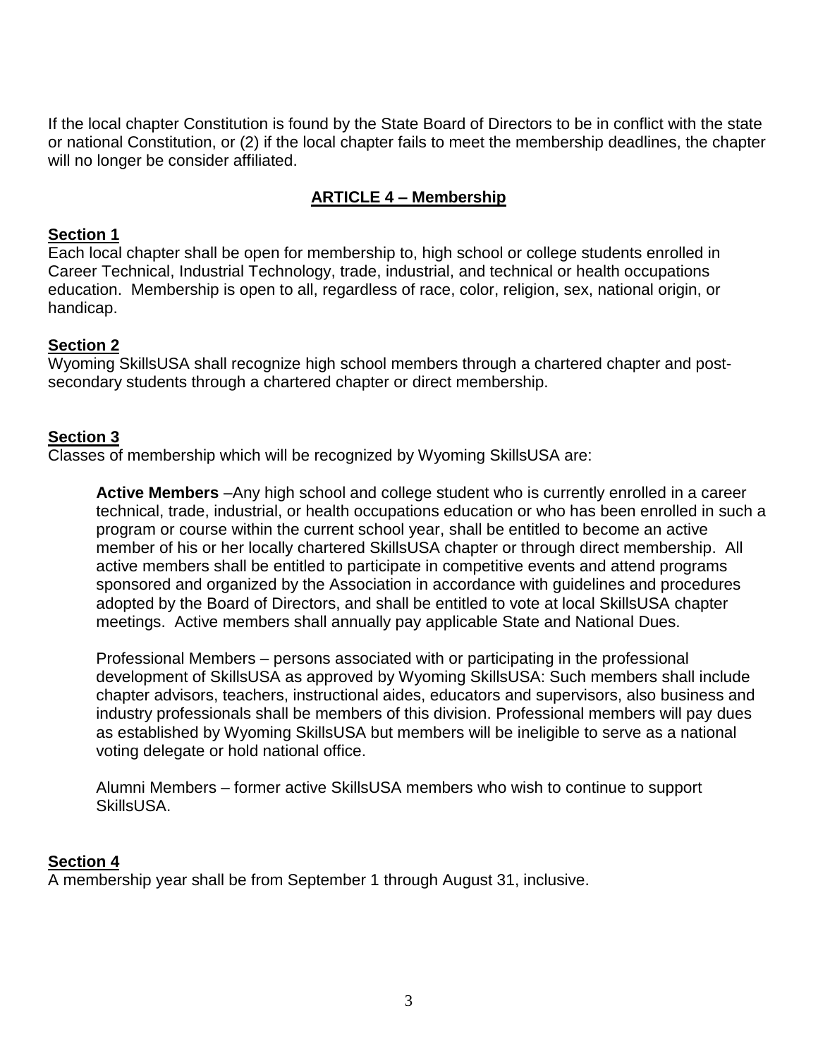If the local chapter Constitution is found by the State Board of Directors to be in conflict with the state or national Constitution, or (2) if the local chapter fails to meet the membership deadlines, the chapter will no longer be consider affiliated.

## ARTICLE 4 – Membership

### Section 1

Each local chapter shall be open for membership to, high school or college students enrolled in Career Technical, Industrial Technology, trade, industrial, and technical or health occupations education. Membership is open to all, regardless of race, color, religion, sex, national origin, or handicap.

### Section 2

Wyoming SkillsUSA shall recognize high school members through a chartered chapter and post-secondary students through a chartered chapter or direct membership.

### Section 3

Classes of membership which will be recognized by Wyoming SkillsUSA are:

**Active Members** –Any high school and college student who is currently enrolled in a career technical, trade, industrial, or health occupations education or who has been enrolled in such a program or course within the current school year, shall be entitled to become an active member of his or her locally chartered SkillsUSA chapter or through direct membership. All active members shall be entitled to participate in competitive events and attend programs sponsored and organized by the Association in accordance with guidelines and procedures adopted by the Board of Directors, and shall be entitled to vote at local SkillsUSA chapter meetings. Active members shall annually pay applicable State and National Dues.

Professional Members – persons associated with or participating in the professional development of SkillsUSA as approved by Wyoming SkillsUSA: Such members shall include chapter advisors, teachers, instructional aides, educators and supervisors, also business and industry professionals shall be members of this division. Professional members will pay dues as established by Wyoming SkillsUSA but members will be ineligible to serve as a national voting delegate or hold national office.

Alumni Members – former active SkillsUSA members who wish to continue to support SkillsUSA.

### Section 4

A membership year shall be from September 1 through August 31, inclusive.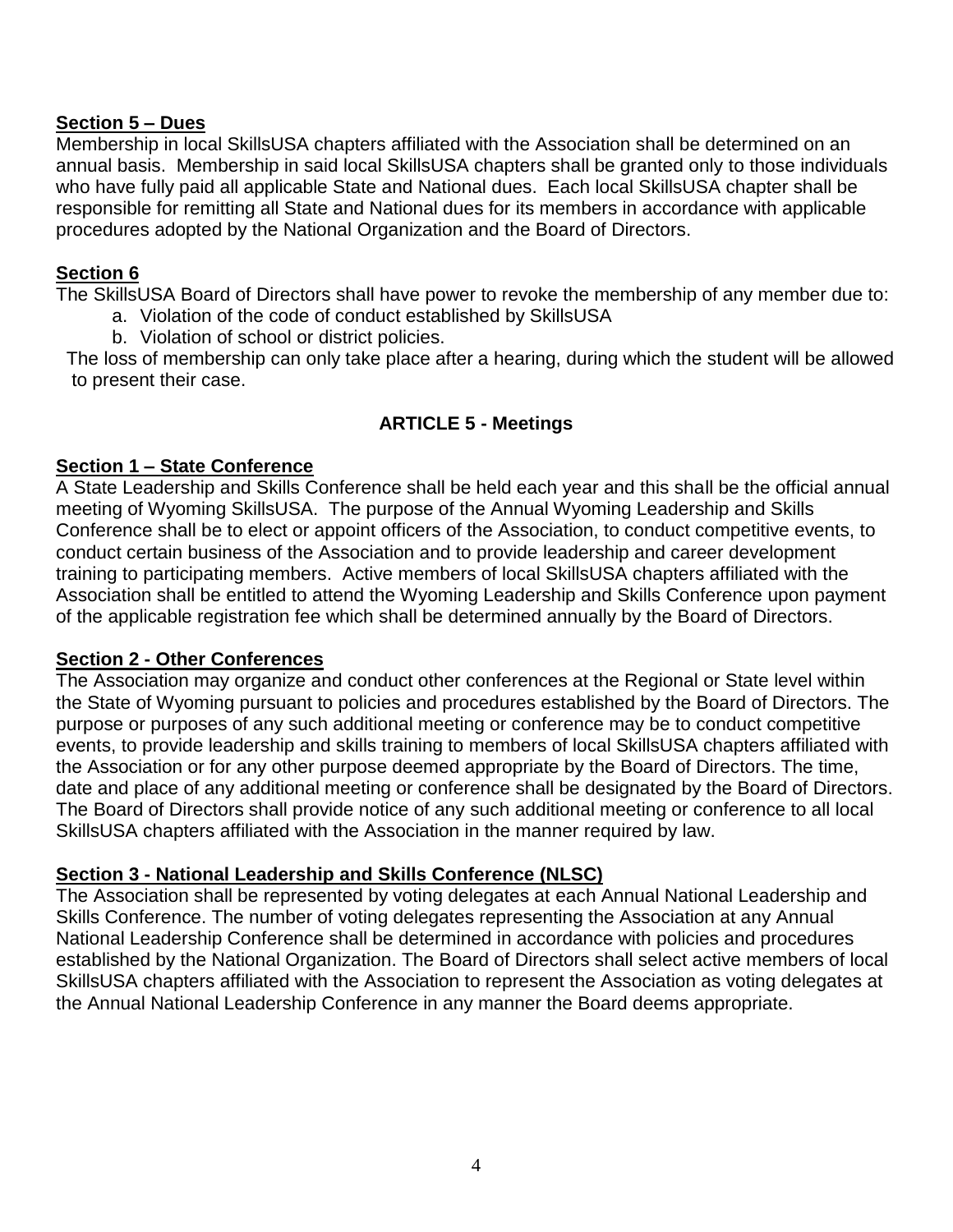**Section 5 – Dues**

Membership in local SkillsUSA chapters affiliated with the Association shall be determined on an annual basis. Membership in said local SkillsUSA chapters shall be granted only to those individuals who have fully paid all applicable State and National dues. Each local SkillsUSA chapter shall be responsible for remitting all State and National dues for its members in accordance with applicable procedures adopted by the National Organization and the Board of Directors.

**Section 6**

The SkillsUSA Board of Directors shall have power to revoke the membership of any member due to:

a. Violation of the code of conduct established by SkillsUSA
b. Violation of school or district policies.

The loss of membership can only take place after a hearing, during which the student will be allowed to present their case.

## ARTICLE 5 - Meetings

**Section 1 – State Conference**

A State Leadership and Skills Conference shall be held each year and this shall be the official annual meeting of Wyoming SkillsUSA. The purpose of the Annual Wyoming Leadership and Skills Conference shall be to elect or appoint officers of the Association, to conduct competitive events, to conduct certain business of the Association and to provide leadership and career development training to participating members. Active members of local SkillsUSA chapters affiliated with the Association shall be entitled to attend the Wyoming Leadership and Skills Conference upon payment of the applicable registration fee which shall be determined annually by the Board of Directors.

**Section 2 - Other Conferences**

The Association may organize and conduct other conferences at the Regional or State level within the State of Wyoming pursuant to policies and procedures established by the Board of Directors. The purpose or purposes of any such additional meeting or conference may be to conduct competitive events, to provide leadership and skills training to members of local SkillsUSA chapters affiliated with the Association or for any other purpose deemed appropriate by the Board of Directors. The time, date and place of any additional meeting or conference shall be designated by the Board of Directors. The Board of Directors shall provide notice of any such additional meeting or conference to all local SkillsUSA chapters affiliated with the Association in the manner required by law.

**Section 3 - National Leadership and Skills Conference (NLSC)**

The Association shall be represented by voting delegates at each Annual National Leadership and Skills Conference. The number of voting delegates representing the Association at any Annual National Leadership Conference shall be determined in accordance with policies and procedures established by the National Organization. The Board of Directors shall select active members of local SkillsUSA chapters affiliated with the Association to represent the Association as voting delegates at the Annual National Leadership Conference in any manner the Board deems appropriate.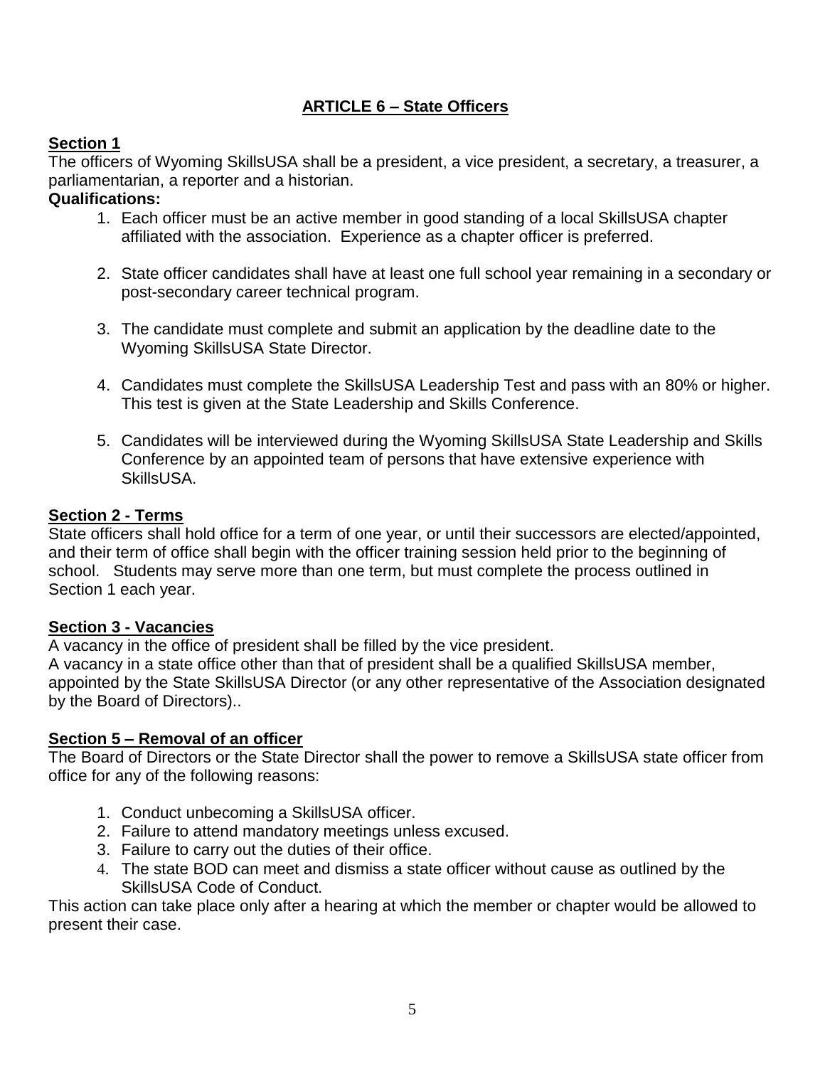## ARTICLE 6 – State Officers

**Section 1**

The officers of Wyoming SkillsUSA shall be a president, a vice president, a secretary, a treasurer, a parliamentarian, a reporter and a historian.

**Qualifications:**

1. Each officer must be an active member in good standing of a local SkillsUSA chapter affiliated with the association. Experience as a chapter officer is preferred.

2. State officer candidates shall have at least one full school year remaining in a secondary or post-secondary career technical program.

3. The candidate must complete and submit an application by the deadline date to the Wyoming SkillsUSA State Director.

4. Candidates must complete the SkillsUSA Leadership Test and pass with an 80% or higher. This test is given at the State Leadership and Skills Conference.

5. Candidates will be interviewed during the Wyoming SkillsUSA State Leadership and Skills Conference by an appointed team of persons that have extensive experience with SkillsUSA.

**Section 2 - Terms**

State officers shall hold office for a term of one year, or until their successors are elected/appointed, and their term of office shall begin with the officer training session held prior to the beginning of school. Students may serve more than one term, but must complete the process outlined in Section 1 each year.

**Section 3 - Vacancies**

A vacancy in the office of president shall be filled by the vice president.

A vacancy in a state office other than that of president shall be a qualified SkillsUSA member, appointed by the State SkillsUSA Director (or any other representative of the Association designated by the Board of Directors)..

**Section 5 – Removal of an officer**

The Board of Directors or the State Director shall the power to remove a SkillsUSA state officer from office for any of the following reasons:

1. Conduct unbecoming a SkillsUSA officer.
2. Failure to attend mandatory meetings unless excused.
3. Failure to carry out the duties of their office.
4. The state BOD can meet and dismiss a state officer without cause as outlined by the SkillsUSA Code of Conduct.

This action can take place only after a hearing at which the member or chapter would be allowed to present their case.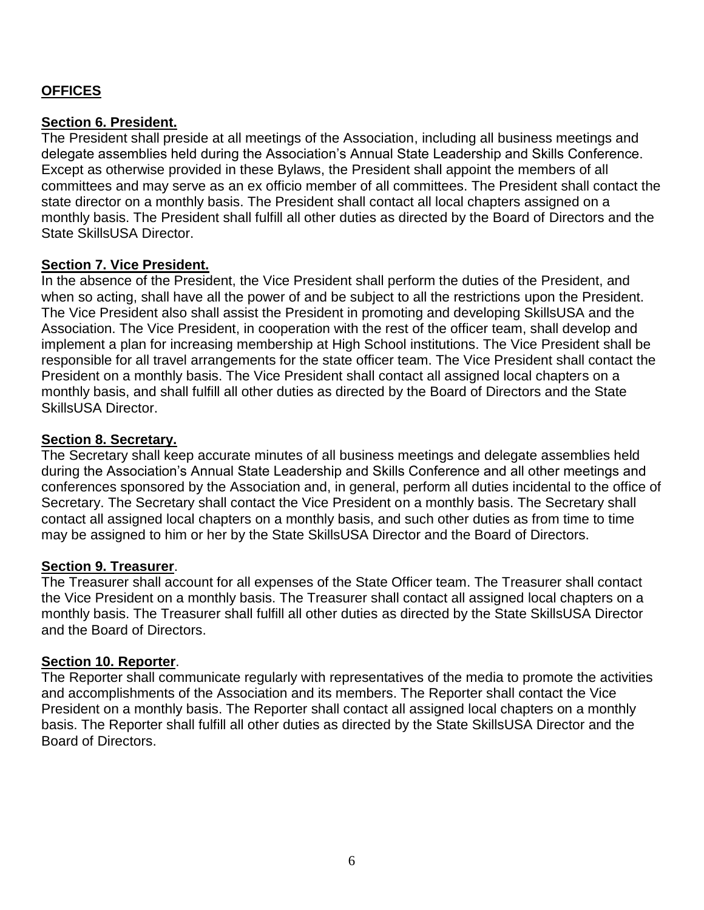## **OFFICES**

### **Section 6. President.**

The President shall preside at all meetings of the Association, including all business meetings and delegate assemblies held during the Association's Annual State Leadership and Skills Conference. Except as otherwise provided in these Bylaws, the President shall appoint the members of all committees and may serve as an ex officio member of all committees. The President shall contact the state director on a monthly basis. The President shall contact all local chapters assigned on a monthly basis. The President shall fulfill all other duties as directed by the Board of Directors and the State SkillsUSA Director.

### **Section 7. Vice President.**

In the absence of the President, the Vice President shall perform the duties of the President, and when so acting, shall have all the power of and be subject to all the restrictions upon the President. The Vice President also shall assist the President in promoting and developing SkillsUSA and the Association. The Vice President, in cooperation with the rest of the officer team, shall develop and implement a plan for increasing membership at High School institutions. The Vice President shall be responsible for all travel arrangements for the state officer team. The Vice President shall contact the President on a monthly basis. The Vice President shall contact all assigned local chapters on a monthly basis, and shall fulfill all other duties as directed by the Board of Directors and the State SkillsUSA Director.

### **Section 8. Secretary.**

The Secretary shall keep accurate minutes of all business meetings and delegate assemblies held during the Association's Annual State Leadership and Skills Conference and all other meetings and conferences sponsored by the Association and, in general, perform all duties incidental to the office of Secretary. The Secretary shall contact the Vice President on a monthly basis. The Secretary shall contact all assigned local chapters on a monthly basis, and such other duties as from time to time may be assigned to him or her by the State SkillsUSA Director and the Board of Directors.

### **Section 9. Treasurer**.

The Treasurer shall account for all expenses of the State Officer team. The Treasurer shall contact the Vice President on a monthly basis. The Treasurer shall contact all assigned local chapters on a monthly basis. The Treasurer shall fulfill all other duties as directed by the State SkillsUSA Director and the Board of Directors.

### **Section 10. Reporter**.

The Reporter shall communicate regularly with representatives of the media to promote the activities and accomplishments of the Association and its members. The Reporter shall contact the Vice President on a monthly basis. The Reporter shall contact all assigned local chapters on a monthly basis. The Reporter shall fulfill all other duties as directed by the State SkillsUSA Director and the Board of Directors.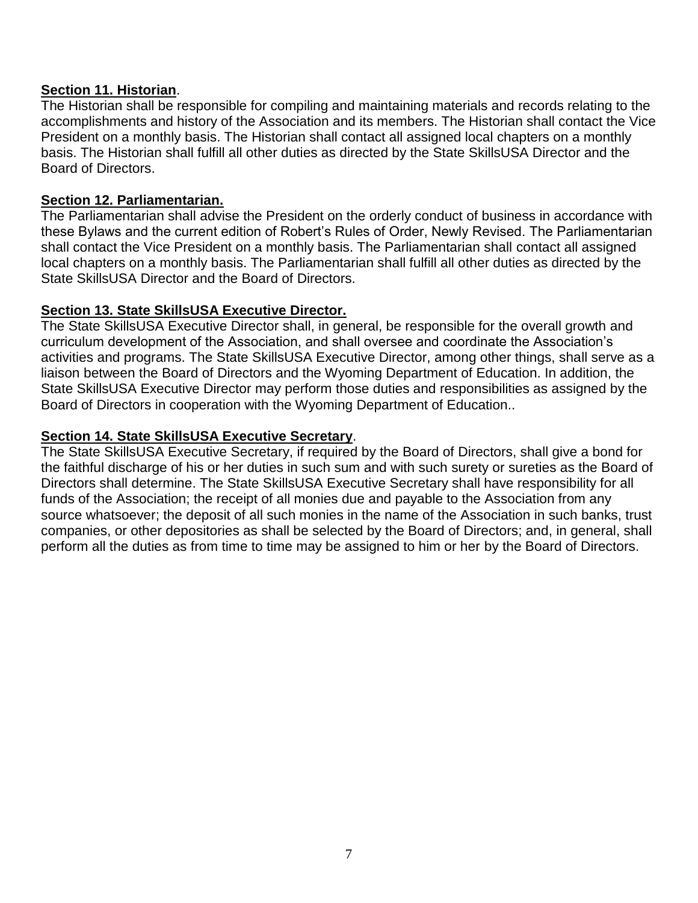**Section 11. Historian**.

The Historian shall be responsible for compiling and maintaining materials and records relating to the accomplishments and history of the Association and its members. The Historian shall contact the Vice President on a monthly basis. The Historian shall contact all assigned local chapters on a monthly basis. The Historian shall fulfill all other duties as directed by the State SkillsUSA Director and the Board of Directors.

**Section 12. Parliamentarian.**

The Parliamentarian shall advise the President on the orderly conduct of business in accordance with these Bylaws and the current edition of Robert's Rules of Order, Newly Revised. The Parliamentarian shall contact the Vice President on a monthly basis. The Parliamentarian shall contact all assigned local chapters on a monthly basis. The Parliamentarian shall fulfill all other duties as directed by the State SkillsUSA Director and the Board of Directors.

**Section 13. State SkillsUSA Executive Director.**

The State SkillsUSA Executive Director shall, in general, be responsible for the overall growth and curriculum development of the Association, and shall oversee and coordinate the Association's activities and programs. The State SkillsUSA Executive Director, among other things, shall serve as a liaison between the Board of Directors and the Wyoming Department of Education. In addition, the State SkillsUSA Executive Director may perform those duties and responsibilities as assigned by the Board of Directors in cooperation with the Wyoming Department of Education..

**Section 14. State SkillsUSA Executive Secretary**.

The State SkillsUSA Executive Secretary, if required by the Board of Directors, shall give a bond for the faithful discharge of his or her duties in such sum and with such surety or sureties as the Board of Directors shall determine. The State SkillsUSA Executive Secretary shall have responsibility for all funds of the Association; the receipt of all monies due and payable to the Association from any source whatsoever; the deposit of all such monies in the name of the Association in such banks, trust companies, or other depositories as shall be selected by the Board of Directors; and, in general, shall perform all the duties as from time to time may be assigned to him or her by the Board of Directors.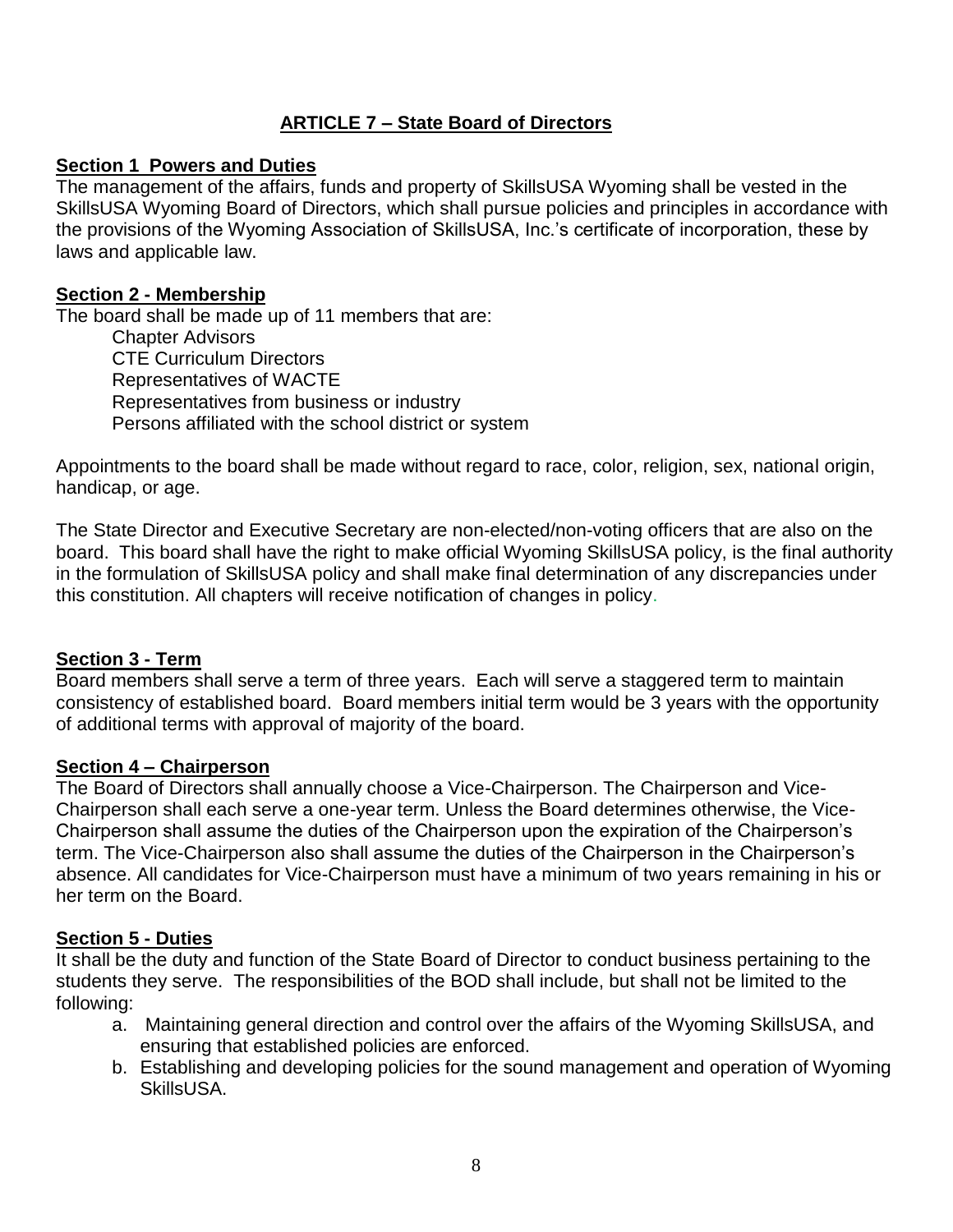## ARTICLE 7 – State Board of Directors

### Section 1 Powers and Duties

The management of the affairs, funds and property of SkillsUSA Wyoming shall be vested in the SkillsUSA Wyoming Board of Directors, which shall pursue policies and principles in accordance with the provisions of the Wyoming Association of SkillsUSA, Inc.'s certificate of incorporation, these by laws and applicable law.

### Section 2 - Membership

The board shall be made up of 11 members that are:

- Chapter Advisors
- CTE Curriculum Directors
- Representatives of WACTE
- Representatives from business or industry
- Persons affiliated with the school district or system

Appointments to the board shall be made without regard to race, color, religion, sex, national origin, handicap, or age.

The State Director and Executive Secretary are non-elected/non-voting officers that are also on the board. This board shall have the right to make official Wyoming SkillsUSA policy, is the final authority in the formulation of SkillsUSA policy and shall make final determination of any discrepancies under this constitution. All chapters will receive notification of changes in policy.

### Section 3 - Term

Board members shall serve a term of three years. Each will serve a staggered term to maintain consistency of established board. Board members initial term would be 3 years with the opportunity of additional terms with approval of majority of the board.

### Section 4 – Chairperson

The Board of Directors shall annually choose a Vice-Chairperson. The Chairperson and Vice-Chairperson shall each serve a one-year term. Unless the Board determines otherwise, the Vice-Chairperson shall assume the duties of the Chairperson upon the expiration of the Chairperson's term. The Vice-Chairperson also shall assume the duties of the Chairperson in the Chairperson's absence. All candidates for Vice-Chairperson must have a minimum of two years remaining in his or her term on the Board.

### Section 5 - Duties

It shall be the duty and function of the State Board of Director to conduct business pertaining to the students they serve. The responsibilities of the BOD shall include, but shall not be limited to the following:

a. Maintaining general direction and control over the affairs of the Wyoming SkillsUSA, and ensuring that established policies are enforced.
b. Establishing and developing policies for the sound management and operation of Wyoming SkillsUSA.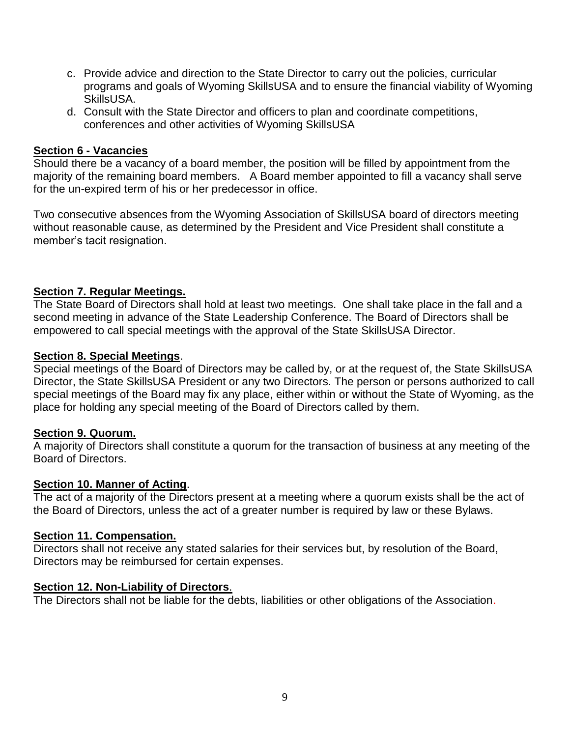c. Provide advice and direction to the State Director to carry out the policies, curricular programs and goals of Wyoming SkillsUSA and to ensure the financial viability of Wyoming SkillsUSA.
d. Consult with the State Director and officers to plan and coordinate competitions, conferences and other activities of Wyoming SkillsUSA

**Section 6 - Vacancies**

Should there be a vacancy of a board member, the position will be filled by appointment from the majority of the remaining board members. A Board member appointed to fill a vacancy shall serve for the un-expired term of his or her predecessor in office.

Two consecutive absences from the Wyoming Association of SkillsUSA board of directors meeting without reasonable cause, as determined by the President and Vice President shall constitute a member's tacit resignation.

**Section 7. Regular Meetings.**

The State Board of Directors shall hold at least two meetings. One shall take place in the fall and a second meeting in advance of the State Leadership Conference. The Board of Directors shall be empowered to call special meetings with the approval of the State SkillsUSA Director.

**Section 8. Special Meetings**.

Special meetings of the Board of Directors may be called by, or at the request of, the State SkillsUSA Director, the State SkillsUSA President or any two Directors. The person or persons authorized to call special meetings of the Board may fix any place, either within or without the State of Wyoming, as the place for holding any special meeting of the Board of Directors called by them.

**Section 9. Quorum.**

A majority of Directors shall constitute a quorum for the transaction of business at any meeting of the Board of Directors.

**Section 10. Manner of Acting**.

The act of a majority of the Directors present at a meeting where a quorum exists shall be the act of the Board of Directors, unless the act of a greater number is required by law or these Bylaws.

**Section 11. Compensation.**

Directors shall not receive any stated salaries for their services but, by resolution of the Board, Directors may be reimbursed for certain expenses.

**Section 12. Non-Liability of Directors**.

The Directors shall not be liable for the debts, liabilities or other obligations of the Association.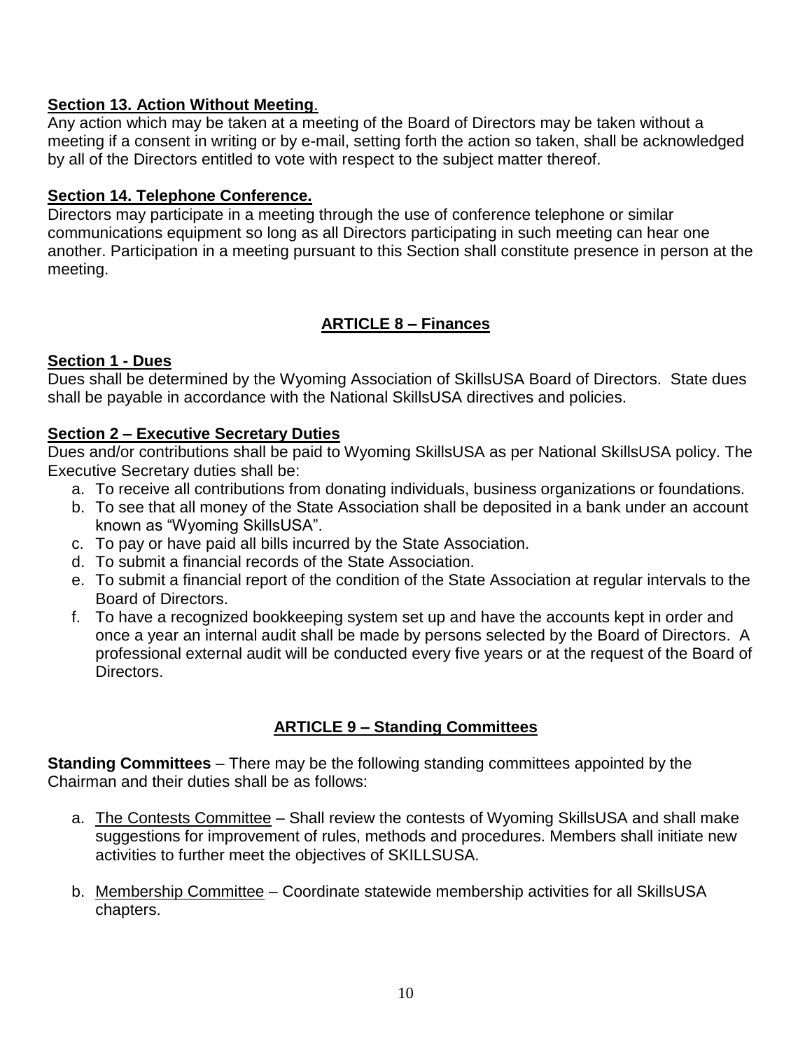**Section 13. Action Without Meeting**.

Any action which may be taken at a meeting of the Board of Directors may be taken without a meeting if a consent in writing or by e-mail, setting forth the action so taken, shall be acknowledged by all of the Directors entitled to vote with respect to the subject matter thereof.

**Section 14. Telephone Conference.**

Directors may participate in a meeting through the use of conference telephone or similar communications equipment so long as all Directors participating in such meeting can hear one another. Participation in a meeting pursuant to this Section shall constitute presence in person at the meeting.

## ARTICLE 8 – Finances

**Section 1 - Dues**

Dues shall be determined by the Wyoming Association of SkillsUSA Board of Directors. State dues shall be payable in accordance with the National SkillsUSA directives and policies.

**Section 2 – Executive Secretary Duties**

Dues and/or contributions shall be paid to Wyoming SkillsUSA as per National SkillsUSA policy. The Executive Secretary duties shall be:

a. To receive all contributions from donating individuals, business organizations or foundations.
b. To see that all money of the State Association shall be deposited in a bank under an account known as "Wyoming SkillsUSA".
c. To pay or have paid all bills incurred by the State Association.
d. To submit a financial records of the State Association.
e. To submit a financial report of the condition of the State Association at regular intervals to the Board of Directors.
f. To have a recognized bookkeeping system set up and have the accounts kept in order and once a year an internal audit shall be made by persons selected by the Board of Directors. A professional external audit will be conducted every five years or at the request of the Board of Directors.

## ARTICLE 9 – Standing Committees

**Standing Committees** – There may be the following standing committees appointed by the Chairman and their duties shall be as follows:

a. The Contests Committee – Shall review the contests of Wyoming SkillsUSA and shall make suggestions for improvement of rules, methods and procedures. Members shall initiate new activities to further meet the objectives of SKILLSUSA.

b. Membership Committee – Coordinate statewide membership activities for all SkillsUSA chapters.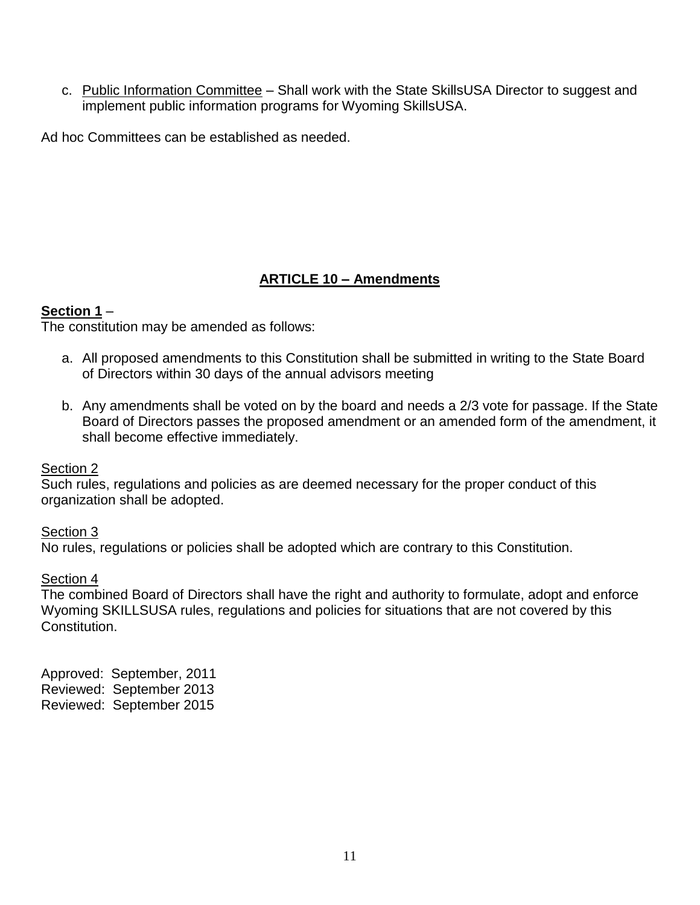c. Public Information Committee – Shall work with the State SkillsUSA Director to suggest and implement public information programs for Wyoming SkillsUSA.

Ad hoc Committees can be established as needed.

## ARTICLE 10 – Amendments

**Section 1** –
The constitution may be amended as follows:

a. All proposed amendments to this Constitution shall be submitted in writing to the State Board of Directors within 30 days of the annual advisors meeting

b. Any amendments shall be voted on by the board and needs a 2/3 vote for passage. If the State Board of Directors passes the proposed amendment or an amended form of the amendment, it shall become effective immediately.

Section 2
Such rules, regulations and policies as are deemed necessary for the proper conduct of this organization shall be adopted.

Section 3
No rules, regulations or policies shall be adopted which are contrary to this Constitution.

Section 4
The combined Board of Directors shall have the right and authority to formulate, adopt and enforce Wyoming SKILLSUSA rules, regulations and policies for situations that are not covered by this Constitution.

Approved: September, 2011
Reviewed: September 2013
Reviewed: September 2015